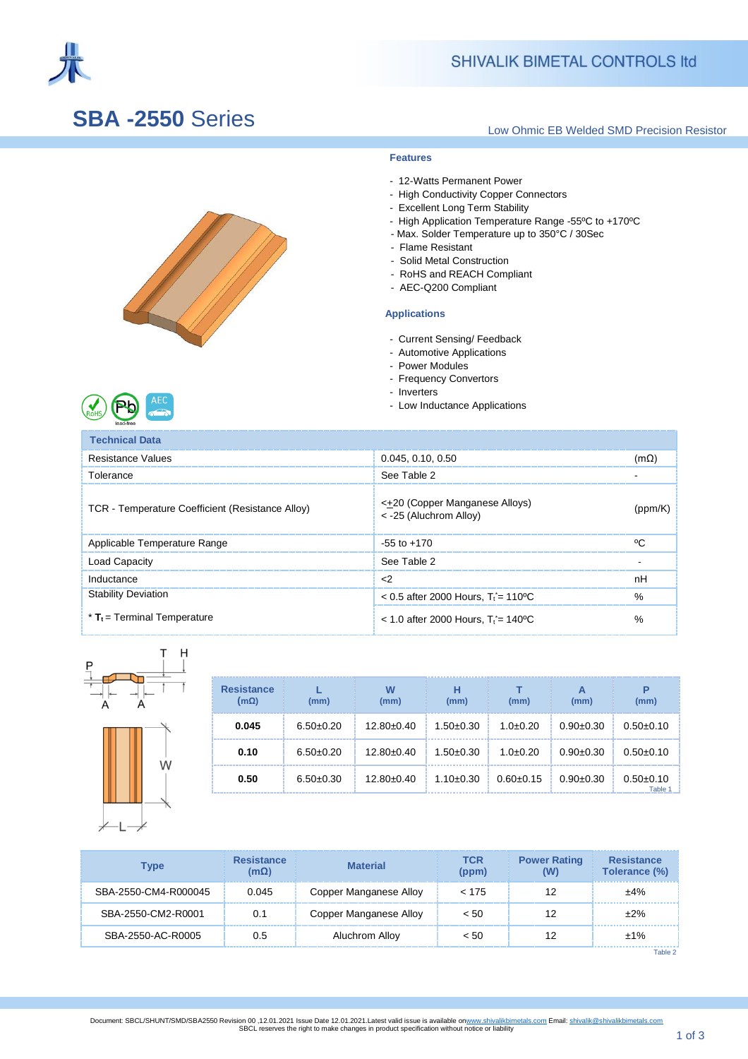SHIVALIK BIMETAL CONTROLS ltd

# SBA -2550 Series

Low Ohmic EB Welded SMD Precision Resistor

### Features

- 12-Watts Permanent Power
- High Conductivity Copper Connectors
- Excellent Long Term Stability
- High Application Temperature Range -55ºC to +170ºC
- Max. Solder Temperature up to 350°C / 30Sec
- Flame Resistant
- Solid Metal Construction
- RoHS and REACH Compliant
- AEC-Q200 Compliant

### Applications

- Current Sensing/ Feedback
- Automotive Applications
- Power Modules
- Frequency Convertors
- Inverters
- Low Inductance Applications

| Technical Data | | |
|---|---|---|
| Resistance Values | 0.045, 0.10, 0.50 | (mΩ) |
| Tolerance | See Table 2 | - |
| TCR - Temperature Coefficient (Resistance Alloy) | <±20 (Copper Manganese Alloys)<br>< -25 (Aluchrom Alloy) | (ppm/K) |
| Applicable Temperature Range | -55 to +170 | ºC |
| Load Capacity | See Table 2 | - |
| Inductance | <2 | nH |
| Stability Deviation | < 0.5 after 2000 Hours, $T_t^*$= 110ºC | % |
| * $T_t$ = Terminal Temperature | < 1.0 after 2000 Hours, $T_t^*$= 140ºC | % |

| Resistance (mΩ) | L (mm) | W (mm) | H (mm) | T (mm) | A (mm) | P (mm) |
|---|---|---|---|---|---|---|
| **0.045** | 6.50±0.20 | 12.80±0.40 | 1.50±0.30 | 1.0±0.20 | 0.90±0.30 | 0.50±0.10 |
| **0.10** | 6.50±0.20 | 12.80±0.40 | 1.50±0.30 | 1.0±0.20 | 0.90±0.30 | 0.50±0.10 |
| **0.50** | 6.50±0.30 | 12.80±0.40 | 1.10±0.30 | 0.60±0.15 | 0.90±0.30 | 0.50±0.10 |

Table 1

| Type | Resistance (mΩ) | Material | TCR (ppm) | Power Rating (W) | Resistance Tolerance (%) |
|---|---|---|---|---|---|
| SBA-2550-CM4-R000045 | 0.045 | Copper Manganese Alloy | < 175 | 12 | ±4% |
| SBA-2550-CM2-R0001 | 0.1 | Copper Manganese Alloy | < 50 | 12 | ±2% |
| SBA-2550-AC-R0005 | 0.5 | Aluchrom Alloy | < 50 | 12 | ±1% |

Table 2

Document: SBCL/SHUNT/SMD/SBA2550 Revision 00 ,12.01.2021 Issue Date 12.01.2021.Latest valid issue is available on www.shivalikbimetals.com Email: shivalik@shivalikbimetals.com
SBCL reserves the right to make changes in product specification without notice or liability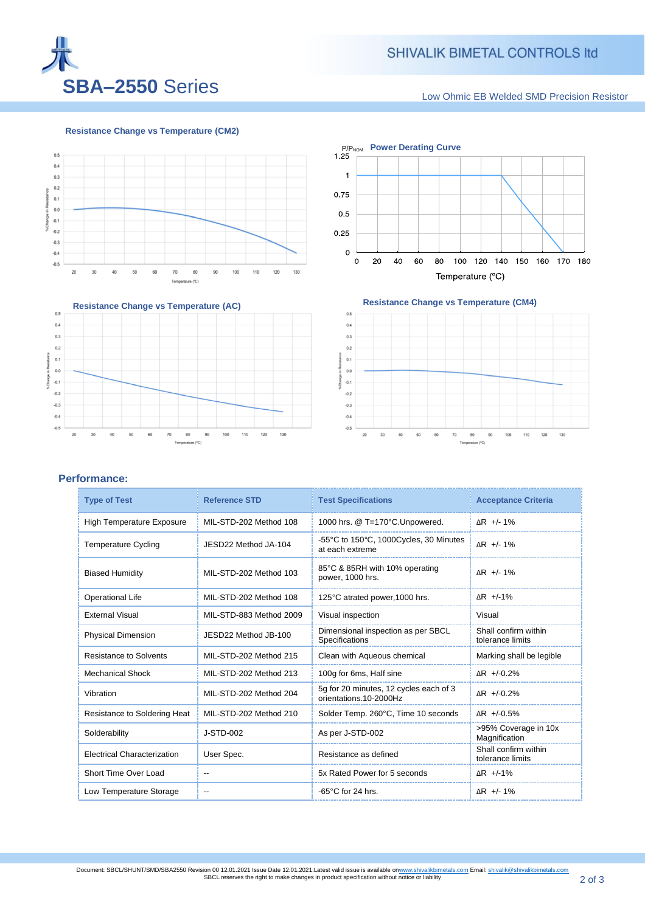# SBA–2550 Series

Low Ohmic EB Welded SMD Precision Resistor

**Resistance Change vs Temperature (CM2)**

**Power Derating Curve**

**Resistance Change vs Temperature (AC)**

**Resistance Change vs Temperature (CM4)**

## Performance:

| Type of Test | Reference STD | Test Specifications | Acceptance Criteria |
|---|---|---|---|
| High Temperature Exposure | MIL-STD-202 Method 108 | 1000 hrs. @ T=170°C.Unpowered. | ΔR +/- 1% |
| Temperature Cycling | JESD22 Method JA-104 | -55°C to 150°C, 1000Cycles, 30 Minutes at each extreme | ΔR +/- 1% |
| Biased Humidity | MIL-STD-202 Method 103 | 85°C & 85RH with 10% operating power, 1000 hrs. | ΔR +/- 1% |
| Operational Life | MIL-STD-202 Method 108 | 125°C atrated power,1000 hrs. | ΔR +/-1% |
| External Visual | MIL-STD-883 Method 2009 | Visual inspection | Visual |
| Physical Dimension | JESD22 Method JB-100 | Dimensional inspection as per SBCL Specifications | Shall confirm within tolerance limits |
| Resistance to Solvents | MIL-STD-202 Method 215 | Clean with Aqueous chemical | Marking shall be legible |
| Mechanical Shock | MIL-STD-202 Method 213 | 100g for 6ms, Half sine | ΔR +/-0.2% |
| Vibration | MIL-STD-202 Method 204 | 5g for 20 minutes, 12 cycles each of 3 orientations.10-2000Hz | ΔR +/-0.2% |
| Resistance to Soldering Heat | MIL-STD-202 Method 210 | Solder Temp. 260°C, Time 10 seconds | ΔR +/-0.5% |
| Solderability | J-STD-002 | As per J-STD-002 | >95% Coverage in 10x Magnification |
| Electrical Characterization | User Spec. | Resistance as defined | Shall confirm within tolerance limits |
| Short Time Over Load | -- | 5x Rated Power for 5 seconds | ΔR +/-1% |
| Low Temperature Storage | -- | -65°C for 24 hrs. | ΔR +/- 1% |

Document: SBCL/SHUNT/SMD/SBA2550 Revision 00 12.01.2021 Issue Date 12.01.2021.Latest valid issue is available on www.shivalikbimetals.com Email: shivalik@shivalikbimetals.com
SBCL reserves the right to make changes in product specification without notice or liability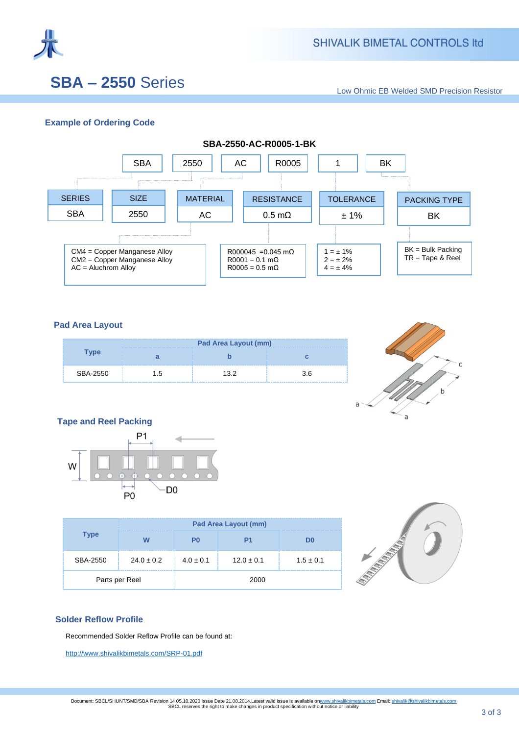# SBA – 2550 Series

Low Ohmic EB Welded SMD Precision Resistor

## Example of Ordering Code

**SBA-2550-AC-R0005-1-BK**

| SERIES | SIZE | MATERIAL | RESISTANCE | TOLERANCE | PACKING TYPE |
|---|---|---|---|---|---|
| SBA | 2550 | AC | 0.5 mΩ | ± 1% | BK |

MATERIAL:
- CM4 = Copper Manganese Alloy
- CM2 = Copper Manganese Alloy
- AC = Aluchrom Alloy

RESISTANCE:
- R000045 =0.045 mΩ
- R0001 = 0.1 mΩ
- R0005 = 0.5 mΩ

TOLERANCE:
- 1 = ± 1%
- 2 = ± 2%
- 4 = ± 4%

PACKING TYPE:
- BK = Bulk Packing
- TR = Tape & Reel

## Pad Area Layout

| Type | Pad Area Layout (mm) | | |
|---|---|---|---|
| | a | b | c |
| SBA-2550 | 1.5 | 13.2 | 3.6 |

## Tape and Reel Packing

P1
W
P0
D0

| Type | Pad Area Layout (mm) | | | |
|---|---|---|---|---|
| | W | P0 | P1 | D0 |
| SBA-2550 | 24.0 ± 0.2 | 4.0 ± 0.1 | 12.0 ± 0.1 | 1.5 ± 0.1 |
| Parts per Reel | | 2000 | | |

## Solder Reflow Profile

Recommended Solder Reflow Profile can be found at:

http://www.shivalikbimetals.com/SRP-01.pdf

Document: SBCL/SHUNT/SMD/SBA Revision 14 05.10.2020 Issue Date 21.08.2014.Latest valid issue is available on www.shivalikbimetals.com Email: shivalik@shivalikbimetals.com
SBCL reserves the right to make changes in product specification without notice or liability